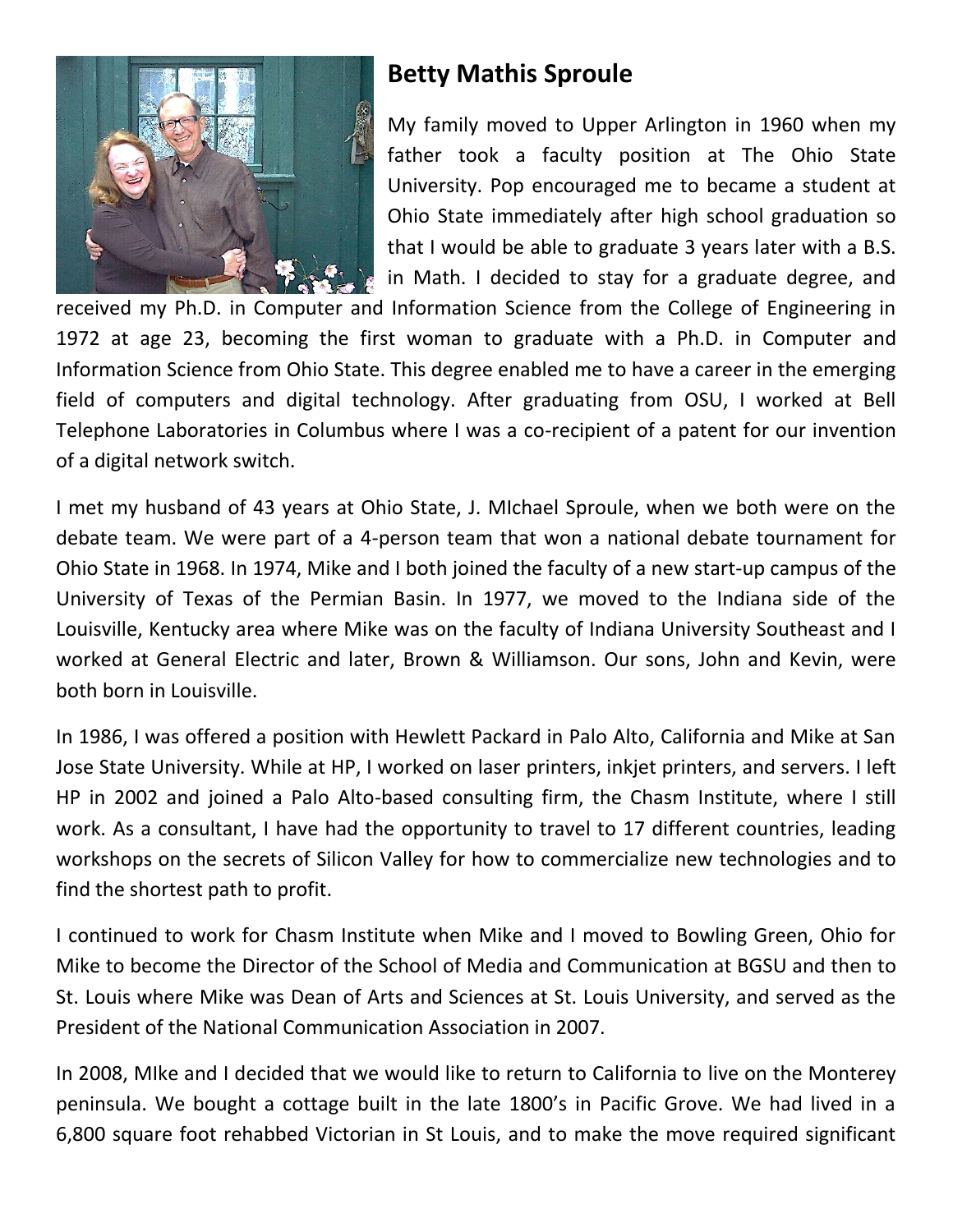## Betty Mathis Sproule

My family moved to Upper Arlington in 1960 when my father took a faculty position at The Ohio State University. Pop encouraged me to became a student at Ohio State immediately after high school graduation so that I would be able to graduate 3 years later with a B.S. in Math. I decided to stay for a graduate degree, and received my Ph.D. in Computer and Information Science from the College of Engineering in 1972 at age 23, becoming the first woman to graduate with a Ph.D. in Computer and Information Science from Ohio State. This degree enabled me to have a career in the emerging field of computers and digital technology. After graduating from OSU, I worked at Bell Telephone Laboratories in Columbus where I was a co-recipient of a patent for our invention of a digital network switch.

I met my husband of 43 years at Ohio State, J. MIchael Sproule, when we both were on the debate team. We were part of a 4-person team that won a national debate tournament for Ohio State in 1968. In 1974, Mike and I both joined the faculty of a new start-up campus of the University of Texas of the Permian Basin. In 1977, we moved to the Indiana side of the Louisville, Kentucky area where Mike was on the faculty of Indiana University Southeast and I worked at General Electric and later, Brown & Williamson. Our sons, John and Kevin, were both born in Louisville.

In 1986, I was offered a position with Hewlett Packard in Palo Alto, California and Mike at San Jose State University. While at HP, I worked on laser printers, inkjet printers, and servers. I left HP in 2002 and joined a Palo Alto-based consulting firm, the Chasm Institute, where I still work. As a consultant, I have had the opportunity to travel to 17 different countries, leading workshops on the secrets of Silicon Valley for how to commercialize new technologies and to find the shortest path to profit.

I continued to work for Chasm Institute when Mike and I moved to Bowling Green, Ohio for Mike to become the Director of the School of Media and Communication at BGSU and then to St. Louis where Mike was Dean of Arts and Sciences at St. Louis University, and served as the President of the National Communication Association in 2007.

In 2008, MIke and I decided that we would like to return to California to live on the Monterey peninsula. We bought a cottage built in the late 1800's in Pacific Grove. We had lived in a 6,800 square foot rehabbed Victorian in St Louis, and to make the move required significant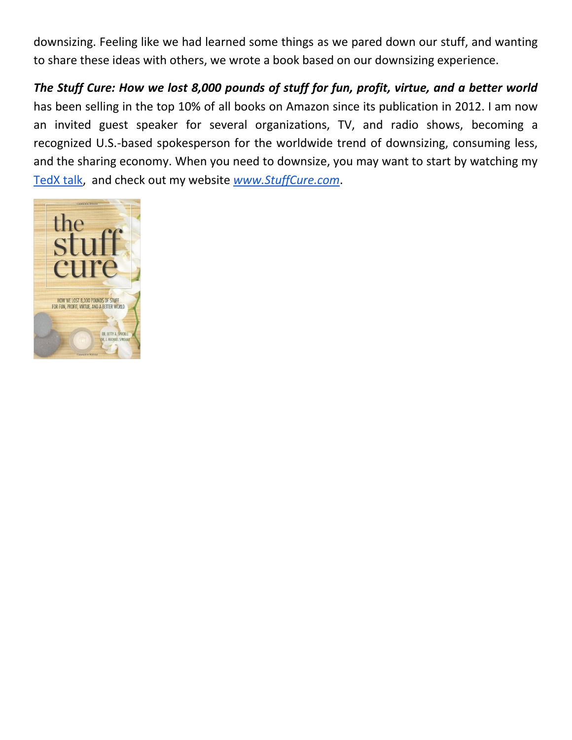downsizing. Feeling like we had learned some things as we pared down our stuff, and wanting to share these ideas with others, we wrote a book based on our downsizing experience.

***The Stuff Cure: How we lost 8,000 pounds of stuff for fun, profit, virtue, and a better world*** has been selling in the top 10% of all books on Amazon since its publication in 2012. I am now an invited guest speaker for several organizations, TV, and radio shows, becoming a recognized U.S.-based spokesperson for the worldwide trend of downsizing, consuming less, and the sharing economy. When you need to downsize, you may want to start by watching my TedX talk, and check out my website *www.StuffCure.com*.